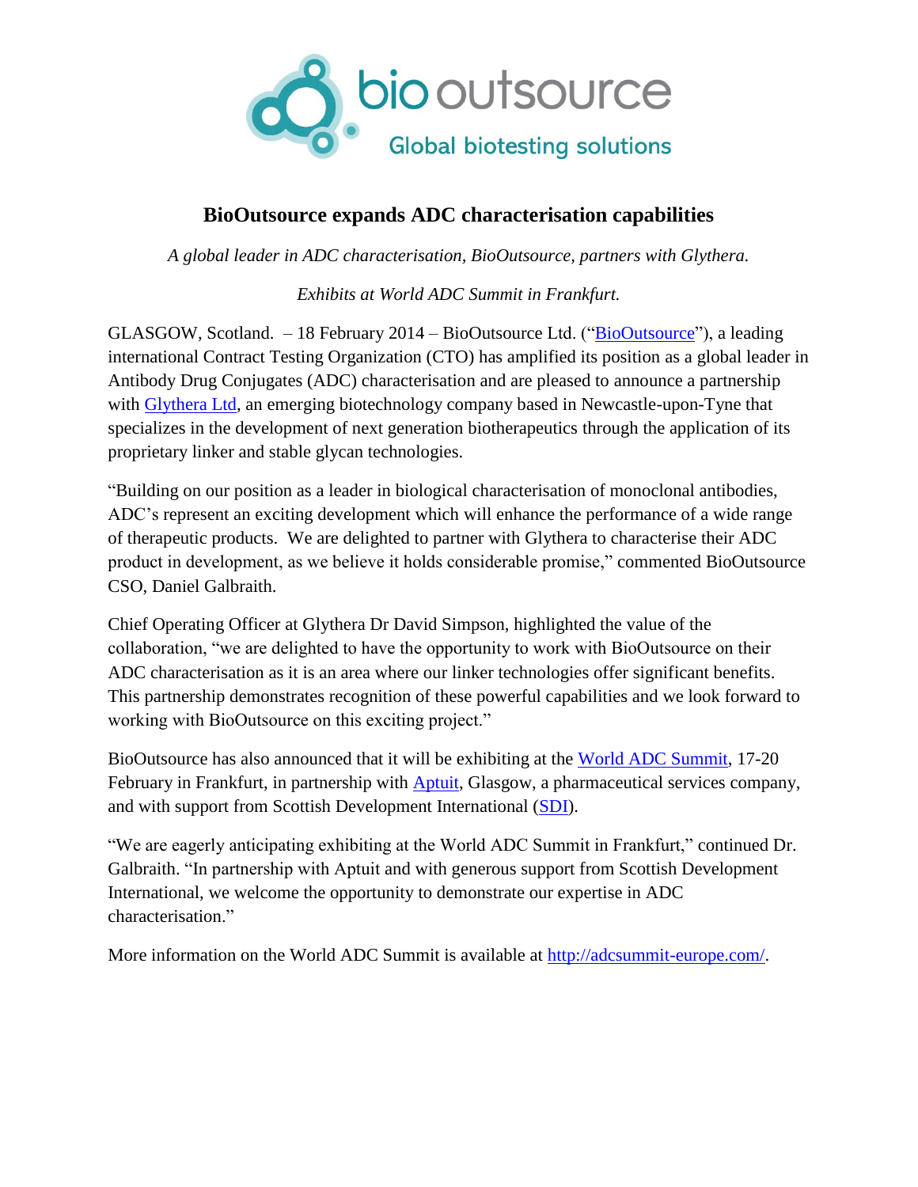bio outsource

Global biotesting solutions

# BioOutsource expands ADC characterisation capabilities

*A global leader in ADC characterisation, BioOutsource, partners with Glythera.*

*Exhibits at World ADC Summit in Frankfurt.*

GLASGOW, Scotland. – 18 February 2014 – BioOutsource Ltd. ("BioOutsource"), a leading international Contract Testing Organization (CTO) has amplified its position as a global leader in Antibody Drug Conjugates (ADC) characterisation and are pleased to announce a partnership with Glythera Ltd, an emerging biotechnology company based in Newcastle-upon-Tyne that specializes in the development of next generation biotherapeutics through the application of its proprietary linker and stable glycan technologies.

"Building on our position as a leader in biological characterisation of monoclonal antibodies, ADC's represent an exciting development which will enhance the performance of a wide range of therapeutic products. We are delighted to partner with Glythera to characterise their ADC product in development, as we believe it holds considerable promise," commented BioOutsource CSO, Daniel Galbraith.

Chief Operating Officer at Glythera Dr David Simpson, highlighted the value of the collaboration, "we are delighted to have the opportunity to work with BioOutsource on their ADC characterisation as it is an area where our linker technologies offer significant benefits. This partnership demonstrates recognition of these powerful capabilities and we look forward to working with BioOutsource on this exciting project."

BioOutsource has also announced that it will be exhibiting at the World ADC Summit, 17-20 February in Frankfurt, in partnership with Aptuit, Glasgow, a pharmaceutical services company, and with support from Scottish Development International (SDI).

"We are eagerly anticipating exhibiting at the World ADC Summit in Frankfurt," continued Dr. Galbraith. "In partnership with Aptuit and with generous support from Scottish Development International, we welcome the opportunity to demonstrate our expertise in ADC characterisation."

More information on the World ADC Summit is available at http://adcsummit-europe.com/.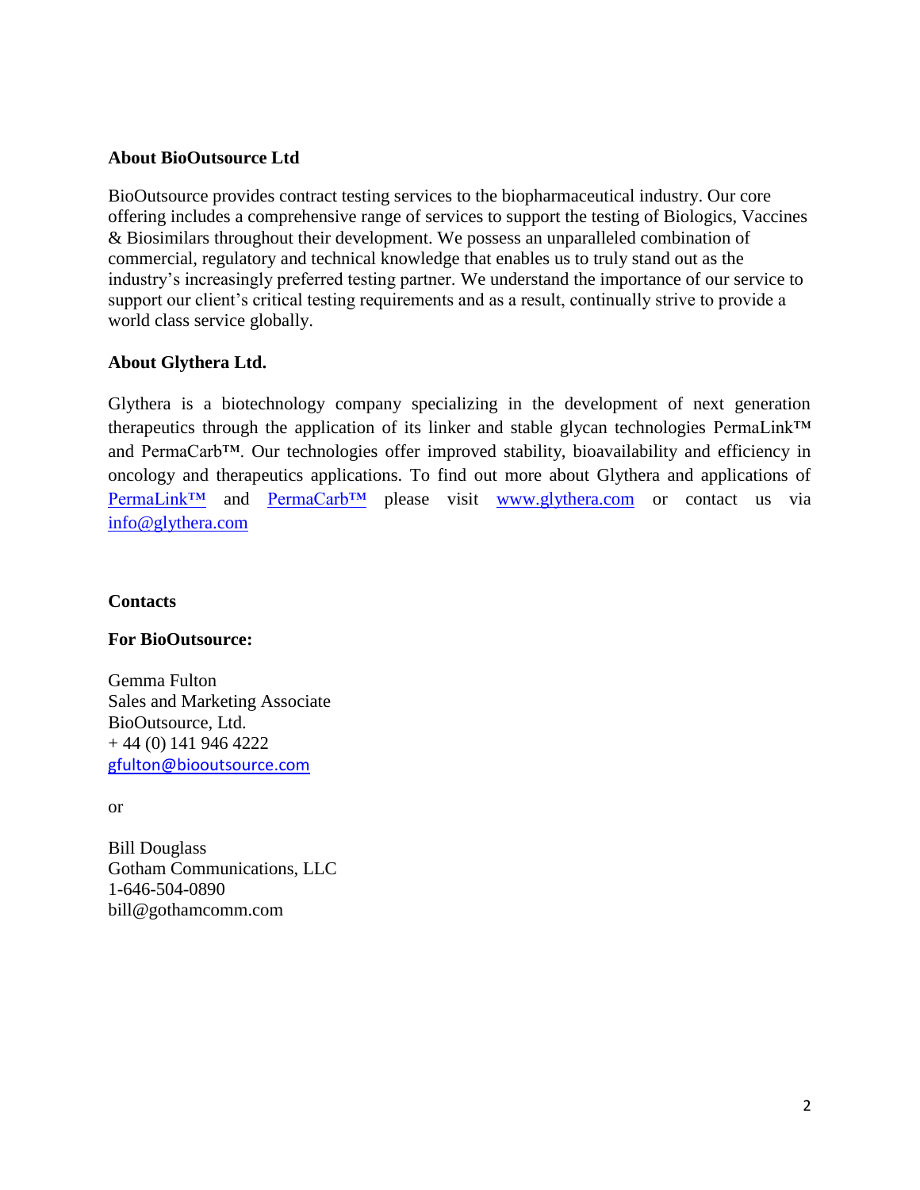**About BioOutsource Ltd**

BioOutsource provides contract testing services to the biopharmaceutical industry. Our core offering includes a comprehensive range of services to support the testing of Biologics, Vaccines & Biosimilars throughout their development. We possess an unparalleled combination of commercial, regulatory and technical knowledge that enables us to truly stand out as the industry's increasingly preferred testing partner. We understand the importance of our service to support our client's critical testing requirements and as a result, continually strive to provide a world class service globally.

**About Glythera Ltd.**

Glythera is a biotechnology company specializing in the development of next generation therapeutics through the application of its linker and stable glycan technologies PermaLink™ and PermaCarb™. Our technologies offer improved stability, bioavailability and efficiency in oncology and therapeutics applications. To find out more about Glythera and applications of PermaLink™ and PermaCarb™ please visit www.glythera.com or contact us via info@glythera.com

**Contacts**

**For BioOutsource:**

Gemma Fulton
Sales and Marketing Associate
BioOutsource, Ltd.
+ 44 (0) 141 946 4222
gfulton@biooutsource.com

or

Bill Douglass
Gotham Communications, LLC
1-646-504-0890
bill@gothamcomm.com